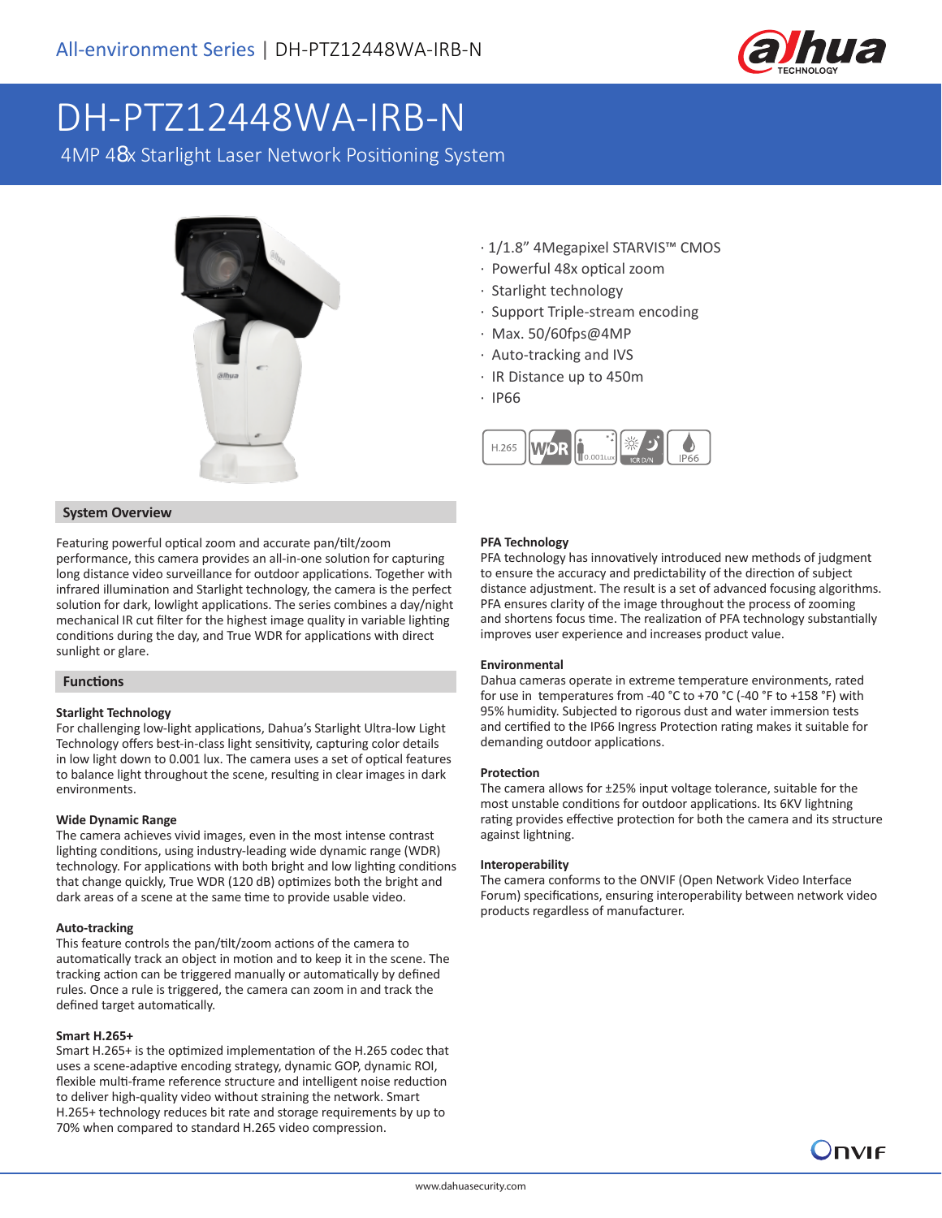# DH-PTZ12448WA-IRB-N

4MP 48x Starlight Laser Network Positioning System

- 1/1.8" 4Megapixel STARVIS™ CMOS
- Powerful 48x optical zoom
- Starlight technology
- Support Triple-stream encoding
- Max. 50/60fps@4MP
- Auto-tracking and IVS
- IR Distance up to 450m
- IP66

H.265 | WDR | 0.001Lux | ICR D/N | IP66

## System Overview

Featuring powerful optical zoom and accurate pan/tilt/zoom performance, this camera provides an all-in-one solution for capturing long distance video surveillance for outdoor applications. Together with infrared illumination and Starlight technology, the camera is the perfect solution for dark, lowlight applications. The series combines a day/night mechanical IR cut filter for the highest image quality in variable lighting conditions during the day, and True WDR for applications with direct sunlight or glare.

## Functions

### Starlight Technology

For challenging low-light applications, Dahua's Starlight Ultra-low Light Technology offers best-in-class light sensitivity, capturing color details in low light down to 0.001 lux. The camera uses a set of optical features to balance light throughout the scene, resulting in clear images in dark environments.

### Wide Dynamic Range

The camera achieves vivid images, even in the most intense contrast lighting conditions, using industry-leading wide dynamic range (WDR) technology. For applications with both bright and low lighting conditions that change quickly, True WDR (120 dB) optimizes both the bright and dark areas of a scene at the same time to provide usable video.

### Auto-tracking

This feature controls the pan/tilt/zoom actions of the camera to automatically track an object in motion and to keep it in the scene. The tracking action can be triggered manually or automatically by defined rules. Once a rule is triggered, the camera can zoom in and track the defined target automatically.

### Smart H.265+

Smart H.265+ is the optimized implementation of the H.265 codec that uses a scene-adaptive encoding strategy, dynamic GOP, dynamic ROI, flexible multi-frame reference structure and intelligent noise reduction to deliver high-quality video without straining the network. Smart H.265+ technology reduces bit rate and storage requirements by up to 70% when compared to standard H.265 video compression.

### PFA Technology

PFA technology has innovatively introduced new methods of judgment to ensure the accuracy and predictability of the direction of subject distance adjustment. The result is a set of advanced focusing algorithms. PFA ensures clarity of the image throughout the process of zooming and shortens focus time. The realization of PFA technology substantially improves user experience and increases product value.

### Environmental

Dahua cameras operate in extreme temperature environments, rated for use in temperatures from -40 °C to +70 °C (-40 °F to +158 °F) with 95% humidity. Subjected to rigorous dust and water immersion tests and certified to the IP66 Ingress Protection rating makes it suitable for demanding outdoor applications.

### Protection

The camera allows for ±25% input voltage tolerance, suitable for the most unstable conditions for outdoor applications. Its 6KV lightning rating provides effective protection for both the camera and its structure against lightning.

### Interoperability

The camera conforms to the ONVIF (Open Network Video Interface Forum) specifications, ensuring interoperability between network video products regardless of manufacturer.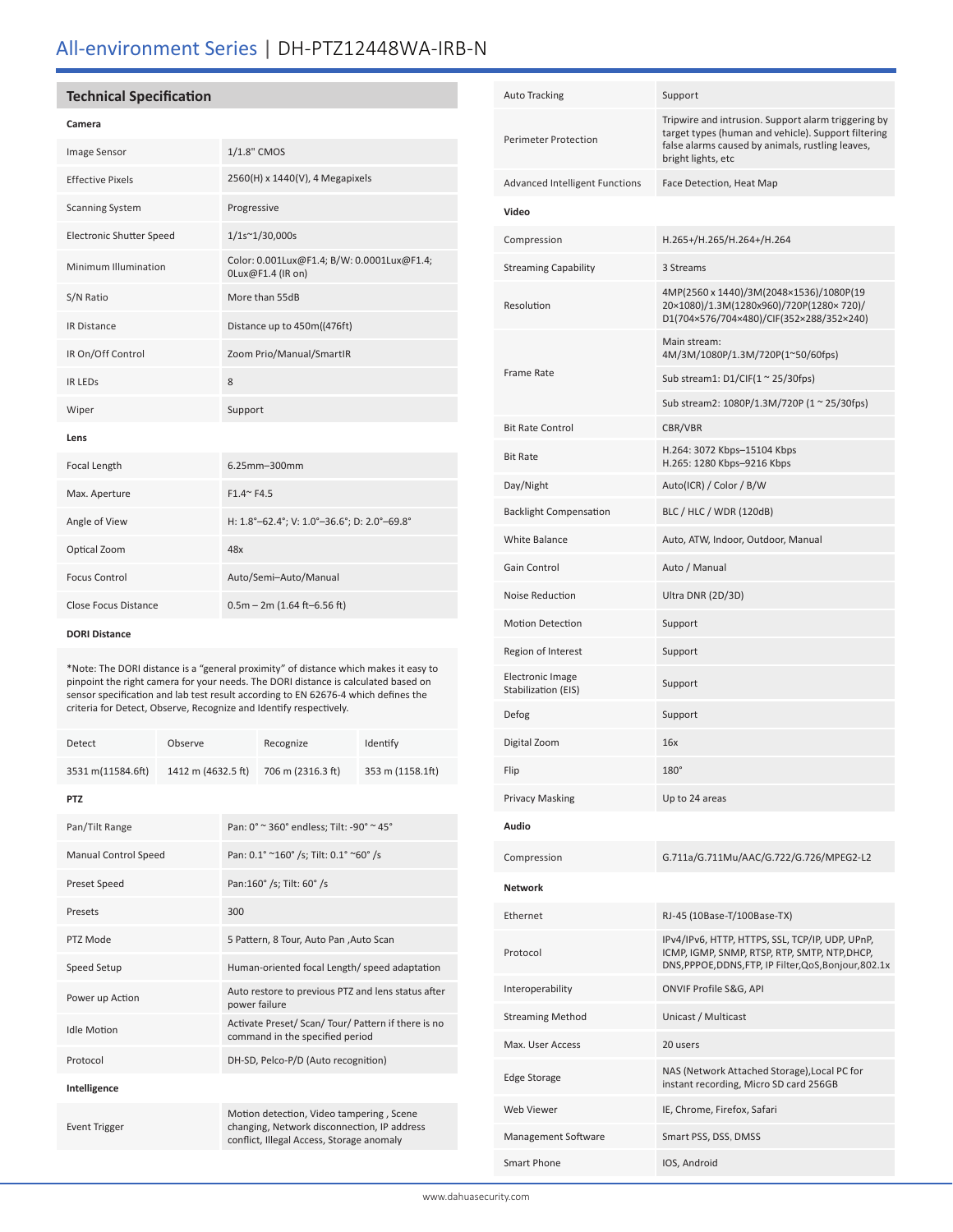# All-environment Series | DH-PTZ12448WA-IRB-N

## Technical Specification

**Camera**

| | |
|---|---|
| Image Sensor | 1/1.8" CMOS |
| Effective Pixels | 2560(H) x 1440(V), 4 Megapixels |
| Scanning System | Progressive |
| Electronic Shutter Speed | 1/1s~1/30,000s |
| Minimum Illumination | Color: 0.001Lux@F1.4; B/W: 0.0001Lux@F1.4; 0Lux@F1.4 (IR on) |
| S/N Ratio | More than 55dB |
| IR Distance | Distance up to 450m((476ft) |
| IR On/Off Control | Zoom Prio/Manual/SmartIR |
| IR LEDs | 8 |
| Wiper | Support |

**Lens**

| | |
|---|---|
| Focal Length | 6.25mm–300mm |
| Max. Aperture | F1.4~ F4.5 |
| Angle of View | H: 1.8°–62.4°; V: 1.0°–36.6°; D: 2.0°–69.8° |
| Optical Zoom | 48x |
| Focus Control | Auto/Semi–Auto/Manual |
| Close Focus Distance | 0.5m – 2m (1.64 ft–6.56 ft) |

**DORI Distance**

*Note: The DORI distance is a "general proximity" of distance which makes it easy to pinpoint the right camera for your needs. The DORI distance is calculated based on sensor specification and lab test result according to EN 62676-4 which defines the criteria for Detect, Observe, Recognize and Identify respectively.

| Detect | Observe | Recognize | Identify |
|---|---|---|---|
| 3531 m(11584.6ft) | 1412 m (4632.5 ft) | 706 m (2316.3 ft) | 353 m (1158.1ft) |

**PTZ**

| | |
|---|---|
| Pan/Tilt Range | Pan: 0° ~ 360° endless; Tilt: -90° ~ 45° |
| Manual Control Speed | Pan: 0.1° ~160° /s; Tilt: 0.1° ~60° /s |
| Preset Speed | Pan:160° /s; Tilt: 60° /s |
| Presets | 300 |
| PTZ Mode | 5 Pattern, 8 Tour, Auto Pan ,Auto Scan |
| Speed Setup | Human-oriented focal Length/ speed adaptation |
| Power up Action | Auto restore to previous PTZ and lens status after power failure |
| Idle Motion | Activate Preset/ Scan/ Tour/ Pattern if there is no command in the specified period |
| Protocol | DH-SD, Pelco-P/D (Auto recognition) |

**Intelligence**

| | |
|---|---|
| Event Trigger | Motion detection, Video tampering , Scene changing, Network disconnection, IP address conflict, Illegal Access, Storage anomaly |
| Auto Tracking | Support |
| Perimeter Protection | Tripwire and intrusion. Support alarm triggering by target types (human and vehicle). Support filtering false alarms caused by animals, rustling leaves, bright lights, etc |
| Advanced Intelligent Functions | Face Detection, Heat Map |

**Video**

| | |
|---|---|
| Compression | H.265+/H.265/H.264+/H.264 |
| Streaming Capability | 3 Streams |
| Resolution | 4MP(2560 x 1440)/3M(2048×1536)/1080P(1920×1080)/1.3M(1280x960)/720P(1280× 720)/ D1(704×576/704×480)/CIF(352×288/352×240) |
| Frame Rate | Main stream: 4M/3M/1080P/1.3M/720P(1~50/60fps) |
| | Sub stream1: D1/CIF(1 ~ 25/30fps) |
| | Sub stream2: 1080P/1.3M/720P (1 ~ 25/30fps) |
| Bit Rate Control | CBR/VBR |
| Bit Rate | H.264: 3072 Kbps–15104 Kbps<br>H.265: 1280 Kbps–9216 Kbps |
| Day/Night | Auto(ICR) / Color / B/W |
| Backlight Compensation | BLC / HLC / WDR (120dB) |
| White Balance | Auto, ATW, Indoor, Outdoor, Manual |
| Gain Control | Auto / Manual |
| Noise Reduction | Ultra DNR (2D/3D) |
| Motion Detection | Support |
| Region of Interest | Support |
| Electronic Image Stabilization (EIS) | Support |
| Defog | Support |
| Digital Zoom | 16x |
| Flip | 180° |
| Privacy Masking | Up to 24 areas |

**Audio**

| | |
|---|---|
| Compression | G.711a/G.711Mu/AAC/G.722/G.726/MPEG2-L2 |

**Network**

| | |
|---|---|
| Ethernet | RJ-45 (10Base-T/100Base-TX) |
| Protocol | IPv4/IPv6, HTTP, HTTPS, SSL, TCP/IP, UDP, UPnP, ICMP, IGMP, SNMP, RTSP, RTP, SMTP, NTP,DHCP, DNS,PPPOE,DDNS,FTP, IP Filter,QoS,Bonjour,802.1x |
| Interoperability | ONVIF Profile S&G, API |
| Streaming Method | Unicast / Multicast |
| Max. User Access | 20 users |
| Edge Storage | NAS (Network Attached Storage),Local PC for instant recording, Micro SD card 256GB |
| Web Viewer | IE, Chrome, Firefox, Safari |
| Management Software | Smart PSS, DSS, DMSS |
| Smart Phone | IOS, Android |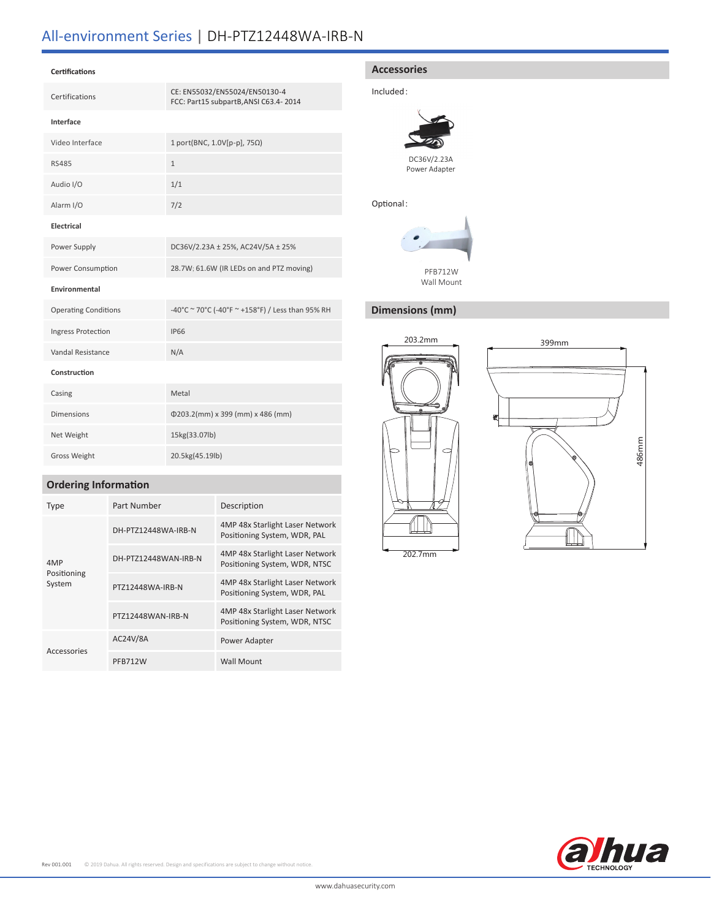# All-environment Series | DH-PTZ12448WA-IRB-N

## Certifications

| | |
|---|---|
| Certifications | CE: EN55032/EN55024/EN50130-4<br>FCC: Part15 subpartB,ANSI C63.4- 2014 |
| **Interface** | |
| Video Interface | 1 port(BNC, 1.0V[p-p], 75Ω) |
| RS485 | 1 |
| Audio I/O | 1/1 |
| Alarm I/O | 7/2 |
| **Electrical** | |
| Power Supply | DC36V/2.23A ± 25%, AC24V/5A ± 25% |
| Power Consumption | 28.7W; 61.6W (IR LEDs on and PTZ moving) |
| **Environmental** | |
| Operating Conditions | -40°C ~ 70°C (-40°F ~ +158°F) / Less than 95% RH |
| Ingress Protection | IP66 |
| Vandal Resistance | N/A |
| **Construction** | |
| Casing | Metal |
| Dimensions | Φ203.2(mm) x 399 (mm) x 486 (mm) |
| Net Weight | 15kg(33.07lb) |
| Gross Weight | 20.5kg(45.19lb) |

## Ordering Information

| Type | Part Number | Description |
|---|---|---|
| 4MP Positioning System | DH-PTZ12448WA-IRB-N | 4MP 48x Starlight Laser Network Positioning System, WDR, PAL |
| | DH-PTZ12448WAN-IRB-N | 4MP 48x Starlight Laser Network Positioning System, WDR, NTSC |
| | PTZ12448WA-IRB-N | 4MP 48x Starlight Laser Network Positioning System, WDR, PAL |
| | PTZ12448WAN-IRB-N | 4MP 48x Starlight Laser Network Positioning System, WDR, NTSC |
| Accessories | AC24V/8A | Power Adapter |
| | PFB712W | Wall Mount |

## Accessories

Included:

DC36V/2.23A
Power Adapter

Optional:

PFB712W
Wall Mount

## Dimensions (mm)

203.2mm

202.7mm

399mm

486mm

Rev 001.001 © 2019 Dahua. All rights reserved. Design and specifications are subject to change without notice.

www.dahuasecurity.com